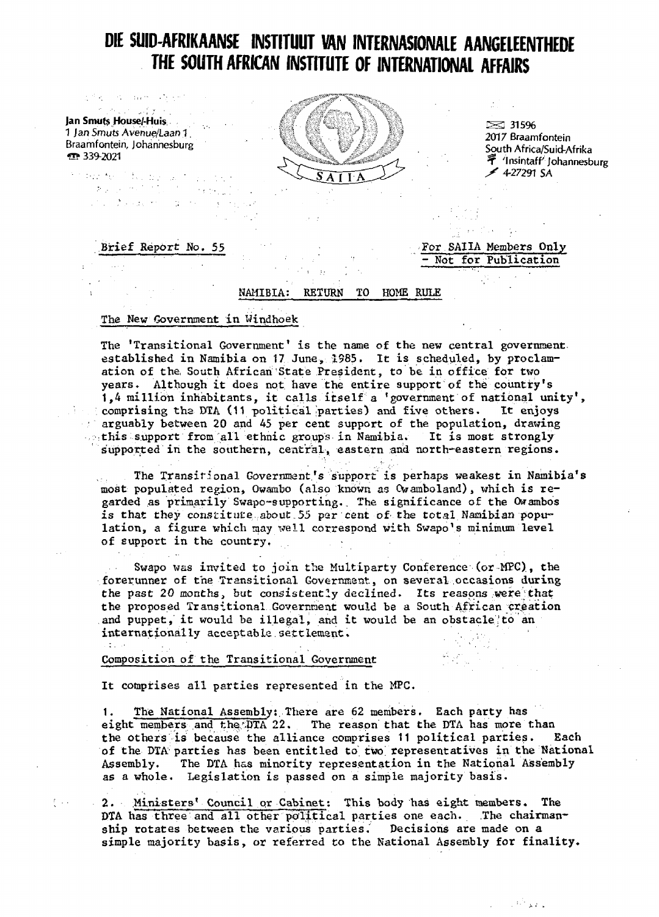# DIE SUID-AFRIKAANSE INSTITUUT VAN INTERNASIONALE AANGELEENTHEDE
# THE SOUTH AFRICAN INSTITUTE OF INTERNATIONAL AFFAIRS

**Jan Smuts House/-Huis**
1 Jan Smuts Avenue/Laan 1
Braamfontein, Johannesburg
☎ 339-2021

SAIIA

✉ 31596
2017 Braamfontein
South Africa/Suid-Afrika
'Insintaff' Johannesburg
4-27291 SA

Brief Report No. 55

For SAIIA Members Only
- Not for Publication

## NAMIBIA: RETURN TO HOME RULE

### The New Government in Windhoek

The 'Transitional Government' is the name of the new central government established in Namibia on 17 June, 1985. It is scheduled, by proclamation of the South African State President, to be in office for two years. Although it does not have the entire support of the country's 1,4 million inhabitants, it calls itself a 'government of national unity', comprising the DTA (11 political parties) and five others. It enjoys arguably between 20 and 45 per cent support of the population, drawing this support from all ethnic groups in Namibia. It is most strongly supported in the southern, central, eastern and north-eastern regions.

The Transitional Government's support is perhaps weakest in Namibia's most populated region, Owambo (also known as Owamboland), which is regarded as primarily Swapo-supporting. The significance of the Owambos is that they constitute about 55 per cent of the total Namibian population, a figure which may well correspond with Swapo's minimum level of support in the country.

Swapo was invited to join the Multiparty Conference (or MPC), the forerunner of the Transitional Government, on several occasions during the past 20 months, but consistently declined. Its reasons were that the proposed Transitional Government would be a South African creation and puppet, it would be illegal, and it would be an obstacle to an internationally acceptable settlement.

### Composition of the Transitional Government

It comprises all parties represented in the MPC.

1. The National Assembly: There are 62 members. Each party has eight members and the DTA 22. The reason that the DTA has more than the others is because the alliance comprises 11 political parties. Each of the DTA parties has been entitled to two representatives in the National Assembly. The DTA has minority representation in the National Assembly as a whole. Legislation is passed on a simple majority basis.

2. Ministers' Council or Cabinet: This body has eight members. The DTA has three and all other political parties one each. The chairmanship rotates between the various parties. Decisions are made on a simple majority basis, or referred to the National Assembly for finality.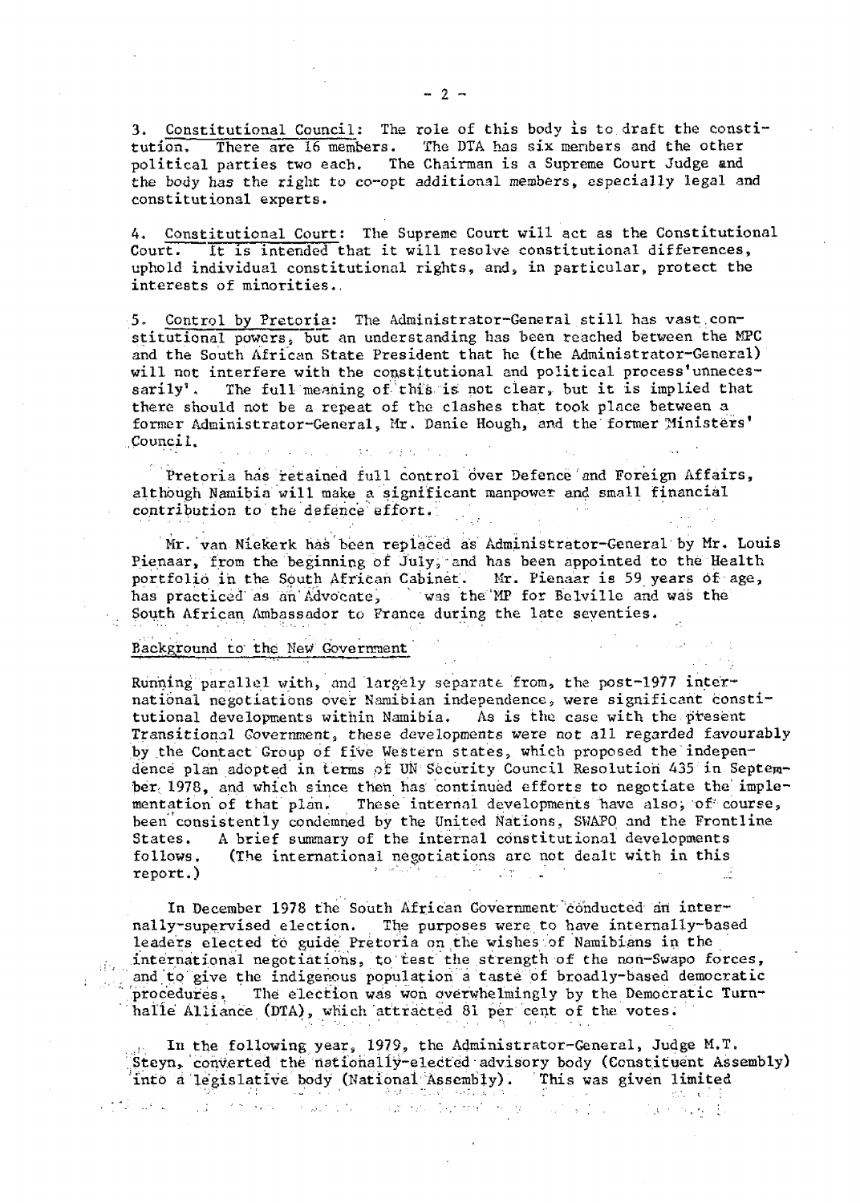3. Constitutional Council: The role of this body is to draft the constitution. There are 16 members. The DTA has six members and the other political parties two each. The Chairman is a Supreme Court Judge and the body has the right to co-opt additional members, especially legal and constitutional experts.

4. Constitutional Court: The Supreme Court will act as the Constitutional Court. It is intended that it will resolve constitutional differences, uphold individual constitutional rights, and, in particular, protect the interests of minorities.

5. Control by Pretoria: The Administrator-General still has vast constitutional powers, but an understanding has been reached between the MPC and the South African State President that he (the Administrator-General) will not interfere with the constitutional and political process 'unnecessarily'. The full meaning of this is not clear, but it is implied that there should not be a repeat of the clashes that took place between a former Administrator-General, Mr. Danie Hough, and the former Ministers' Council.

Pretoria has retained full control over Defence and Foreign Affairs, although Namibia will make a significant manpower and small financial contribution to the defence effort.

Mr. van Niekerk has been replaced as Administrator-General by Mr. Louis Pienaar, from the beginning of July, and has been appointed to the Health portfolio in the South African Cabinet. Mr. Pienaar is 59 years of age, has practiced as an Advocate, was the MP for Belville and was the South African Ambassador to France during the late seventies.

## Background to the New Government

Running parallel with, and largely separate from, the post-1977 international negotiations over Namibian independence, were significant constitutional developments within Namibia. As is the case with the present Transitional Government, these developments were not all regarded favourably by the Contact Group of five Western states, which proposed the independence plan adopted in terms of UN Security Council Resolution 435 in September 1978, and which since then has continued efforts to negotiate the implementation of that plan. These internal developments have also, of course, been consistently condemned by the United Nations, SWAPO and the Frontline States. A brief summary of the internal constitutional developments follows. (The international negotiations are not dealt with in this report.)

In December 1978 the South African Government conducted an internally-supervised election. The purposes were to have internally-based leaders elected to guide Pretoria on the wishes of Namibians in the international negotiations, to test the strength of the non-Swapo forces, and to give the indigenous population a taste of broadly-based democratic procedures. The election was won overwhelmingly by the Democratic Turnhalle Alliance (DTA), which attracted 81 per cent of the votes.

In the following year, 1979, the Administrator-General, Judge M.T. Steyn, converted the nationally-elected advisory body (Constituent Assembly) into a legislative body (National Assembly). This was given limited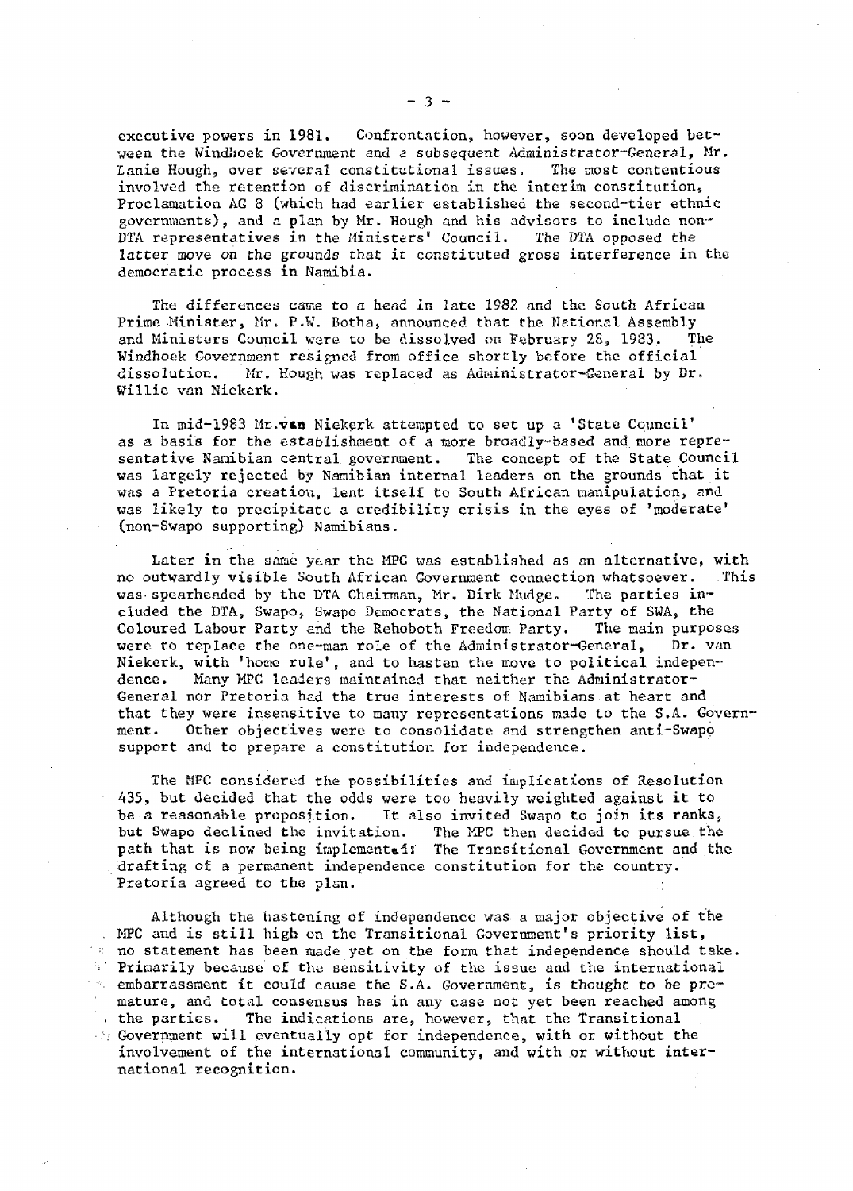executive powers in 1981. Confrontation, however, soon developed between the Windhoek Government and a subsequent Administrator-General, Mr. Danie Hough, over several constitutional issues. The most contentious involved the retention of discrimination in the interim constitution, Proclamation AG 8 (which had earlier established the second-tier ethnic governments), and a plan by Mr. Hough and his advisors to include non-DTA representatives in the Ministers' Council. The DTA opposed the latter move on the grounds that it constituted gross interference in the democratic process in Namibia.

The differences came to a head in late 1982 and the South African Prime Minister, Mr. P.W. Botha, announced that the National Assembly and Ministers Council were to be dissolved on February 28, 1983. The Windhoek Government resigned from office shortly before the official dissolution. Mr. Hough was replaced as Administrator-General by Dr. Willie van Niekerk.

In mid-1983 Mr. van Niekerk attempted to set up a 'State Council' as a basis for the establishment of a more broadly-based and more representative Namibian central government. The concept of the State Council was largely rejected by Namibian internal leaders on the grounds that it was a Pretoria creation, lent itself to South African manipulation, and was likely to precipitate a credibility crisis in the eyes of 'moderate' (non-Swapo supporting) Namibians.

Later in the same year the MPC was established as an alternative, with no outwardly visible South African Government connection whatsoever. This was spearheaded by the DTA Chairman, Mr. Dirk Mudge. The parties included the DTA, Swapo, Swapo Democrats, the National Party of SWA, the Coloured Labour Party and the Rehoboth Freedom Party. The main purposes were to replace the one-man role of the Administrator-General, Dr. van Niekerk, with 'home rule', and to hasten the move to political independence. Many MPC leaders maintained that neither the Administrator-General nor Pretoria had the true interests of Namibians at heart and that they were insensitive to many representations made to the S.A. Government. Other objectives were to consolidate and strengthen anti-Swapo support and to prepare a constitution for independence.

The MPC considered the possibilities and implications of Resolution 435, but decided that the odds were too heavily weighted against it to be a reasonable proposition. It also invited Swapo to join its ranks, but Swapo declined the invitation. The MPC then decided to pursue the path that is now being implemented: The Transitional Government and the drafting of a permanent independence constitution for the country. Pretoria agreed to the plan.

Although the hastening of independence was a major objective of the MPC and is still high on the Transitional Government's priority list, no statement has been made yet on the form that independence should take. Primarily because of the sensitivity of the issue and the international embarrassment it could cause the S.A. Government, is thought to be premature, and total consensus has in any case not yet been reached among the parties. The indications are, however, that the Transitional Government will eventually opt for independence, with or without the involvement of the international community, and with or without international recognition.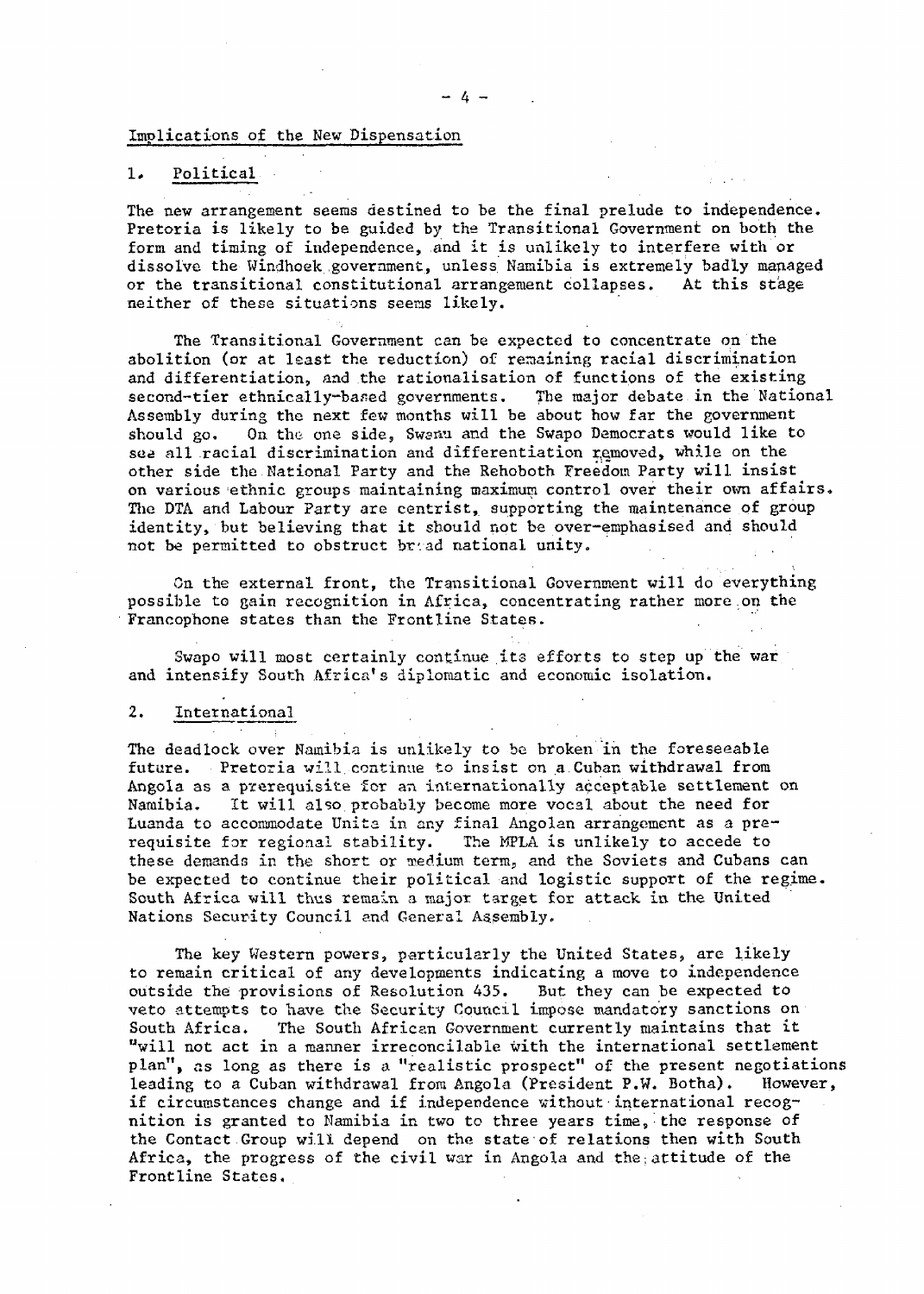## Implications of the New Dispensation

### 1. Political

The new arrangement seems destined to be the final prelude to independence. Pretoria is likely to be guided by the Transitional Government on both the form and timing of independence, and it is unlikely to interfere with or dissolve the Windhoek government, unless Namibia is extremely badly managed or the transitional constitutional arrangement collapses. At this stage neither of these situations seems likely.

The Transitional Government can be expected to concentrate on the abolition (or at least the reduction) of remaining racial discrimination and differentiation, and the rationalisation of functions of the existing second-tier ethnically-based governments. The major debate in the National Assembly during the next few months will be about how far the government should go. On the one side, Swanu and the Swapo Democrats would like to see all racial discrimination and differentiation removed, while on the other side the National Party and the Rehoboth Freedom Party will insist on various ethnic groups maintaining maximum control over their own affairs. The DTA and Labour Party are centrist, supporting the maintenance of group identity, but believing that it should not be over-emphasised and should not be permitted to obstruct broad national unity.

On the external front, the Transitional Government will do everything possible to gain recognition in Africa, concentrating rather more on the Francophone states than the Frontline States.

Swapo will most certainly continue its efforts to step up the war and intensify South Africa's diplomatic and economic isolation.

### 2. International

The deadlock over Namibia is unlikely to be broken in the foreseeable future. Pretoria will continue to insist on a Cuban withdrawal from Angola as a prerequisite for an internationally acceptable settlement on Namibia. It will also probably become more vocal about the need for Luanda to accommodate Unita in any final Angolan arrangement as a prerequisite for regional stability. The MPLA is unlikely to accede to these demands in the short or medium term, and the Soviets and Cubans can be expected to continue their political and logistic support of the regime. South Africa will thus remain a major target for attack in the United Nations Security Council and General Assembly.

The key Western powers, particularly the United States, are likely to remain critical of any developments indicating a move to independence outside the provisions of Resolution 435. But they can be expected to veto attempts to have the Security Council impose mandatory sanctions on South Africa. The South African Government currently maintains that it "will not act in a manner irreconcilable with the international settlement plan", as long as there is a "realistic prospect" of the present negotiations leading to a Cuban withdrawal from Angola (President P.W. Botha). However, if circumstances change and if independence without international recognition is granted to Namibia in two to three years time, the response of the Contact Group will depend on the state of relations then with South Africa, the progress of the civil war in Angola and the attitude of the Frontline States.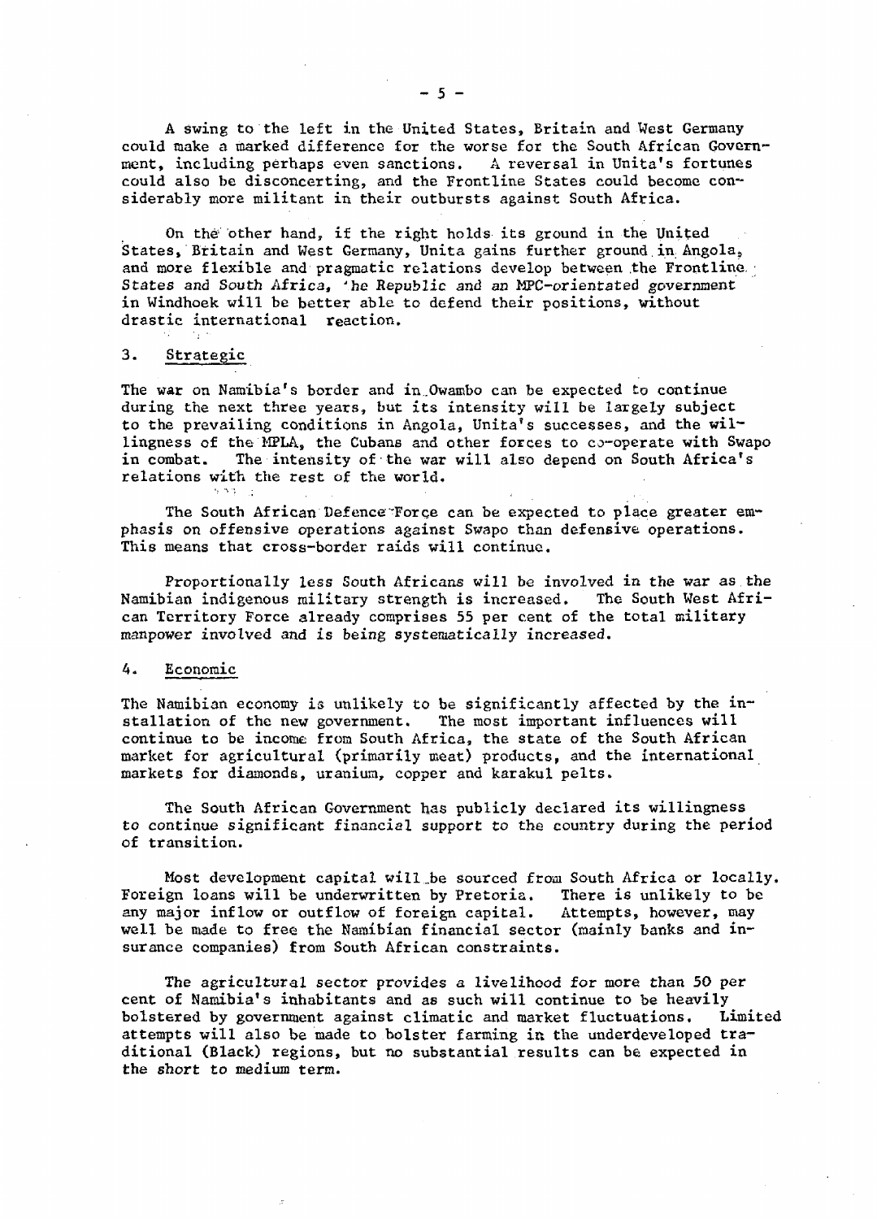A swing to the left in the United States, Britain and West Germany could make a marked difference for the worse for the South African Government, including perhaps even sanctions. A reversal in Unita's fortunes could also be disconcerting, and the Frontline States could become considerably more militant in their outbursts against South Africa.

On the other hand, if the right holds its ground in the United States, Britain and West Germany, Unita gains further ground in Angola, and more flexible and pragmatic relations develop between the Frontline States and South Africa, the Republic and an MPC-orientated government in Windhoek will be better able to defend their positions, without drastic international reaction.

## 3. Strategic

The war on Namibia's border and in Owambo can be expected to continue during the next three years, but its intensity will be largely subject to the prevailing conditions in Angola, Unita's successes, and the willingness of the MPLA, the Cubans and other forces to co-operate with Swapo in combat. The intensity of the war will also depend on South Africa's relations with the rest of the world.

The South African Defence Force can be expected to place greater emphasis on offensive operations against Swapo than defensive operations. This means that cross-border raids will continue.

Proportionally less South Africans will be involved in the war as the Namibian indigenous military strength is increased. The South West African Territory Force already comprises 55 per cent of the total military manpower involved and is being systematically increased.

## 4. Economic

The Namibian economy is unlikely to be significantly affected by the installation of the new government. The most important influences will continue to be income from South Africa, the state of the South African market for agricultural (primarily meat) products, and the international markets for diamonds, uranium, copper and karakul pelts.

The South African Government has publicly declared its willingness to continue significant financial support to the country during the period of transition.

Most development capital will be sourced from South Africa or locally. Foreign loans will be underwritten by Pretoria. There is unlikely to be any major inflow or outflow of foreign capital. Attempts, however, may well be made to free the Namibian financial sector (mainly banks and insurance companies) from South African constraints.

The agricultural sector provides a livelihood for more than 50 per cent of Namibia's inhabitants and as such will continue to be heavily bolstered by government against climatic and market fluctuations. Limited attempts will also be made to bolster farming in the underdeveloped traditional (Black) regions, but no substantial results can be expected in the short to medium term.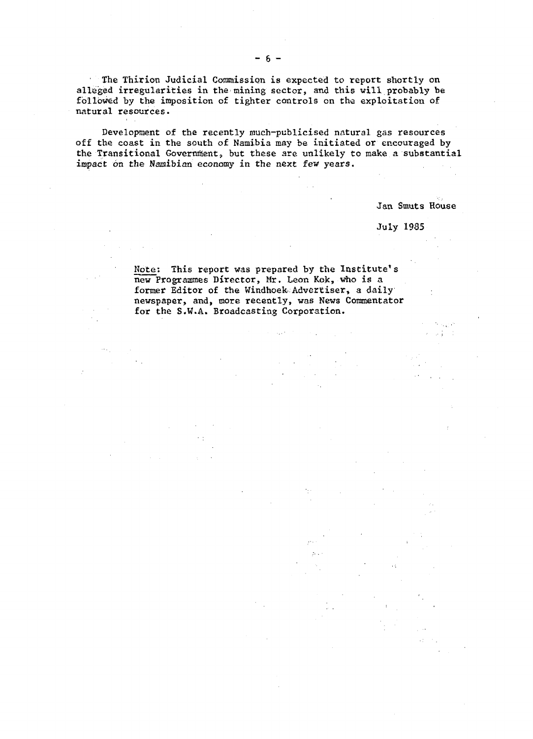The Thirion Judicial Commission is expected to report shortly on alleged irregularities in the mining sector, and this will probably be followed by the imposition of tighter controls on the exploitation of natural resources.

Development of the recently much-publicised natural gas resources off the coast in the south of Namibia may be initiated or encouraged by the Transitional Government, but these are unlikely to make a substantial impact on the Namibian economy in the next few years.

Jan Smuts House

July 1985

Note: This report was prepared by the Institute's new Programmes Director, Mr. Leon Kok, who is a former Editor of the Windhoek Advertiser, a daily newspaper, and, more recently, was News Commentator for the S.W.A. Broadcasting Corporation.